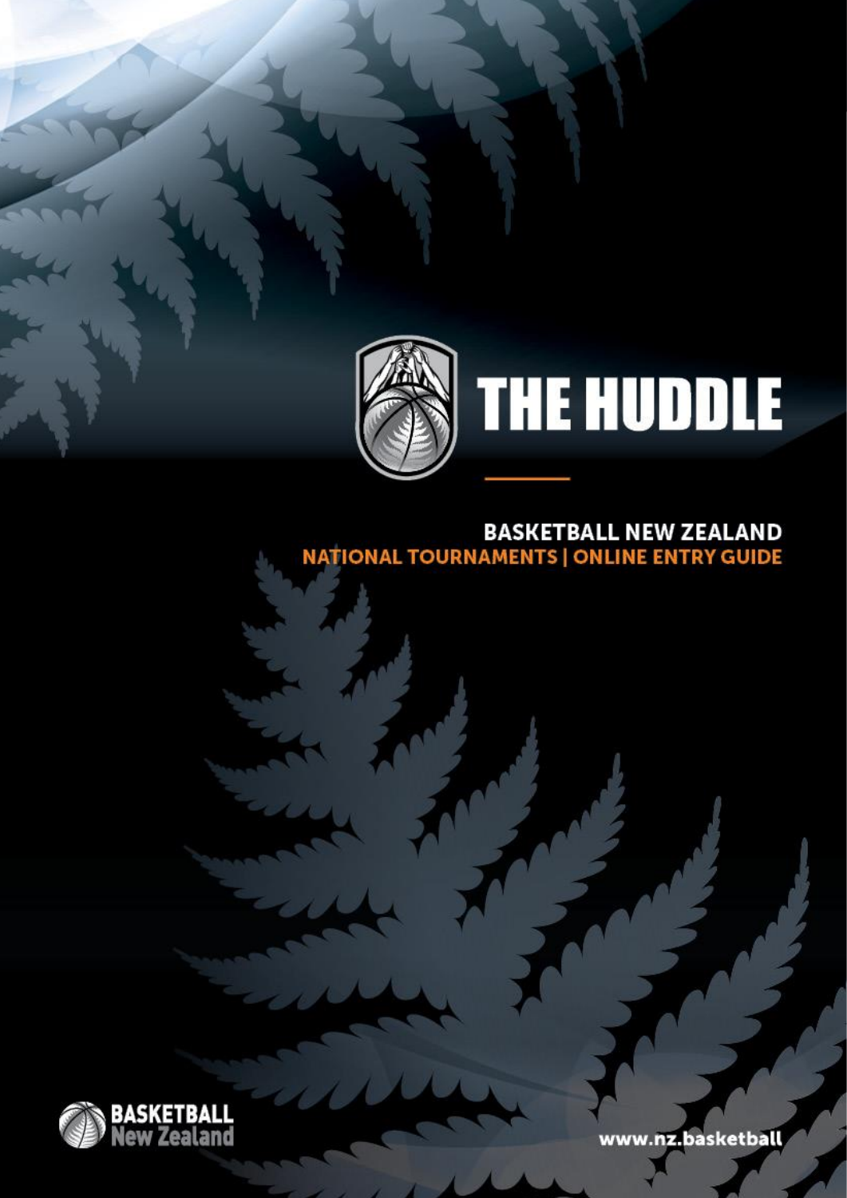# THE HUDDLE

## BASKETBALL NEW ZEALAND

**NATIONAL TOURNAMENTS | ONLINE ENTRY GUIDE**

BASKETBALL New Zealand

www.nz.basketball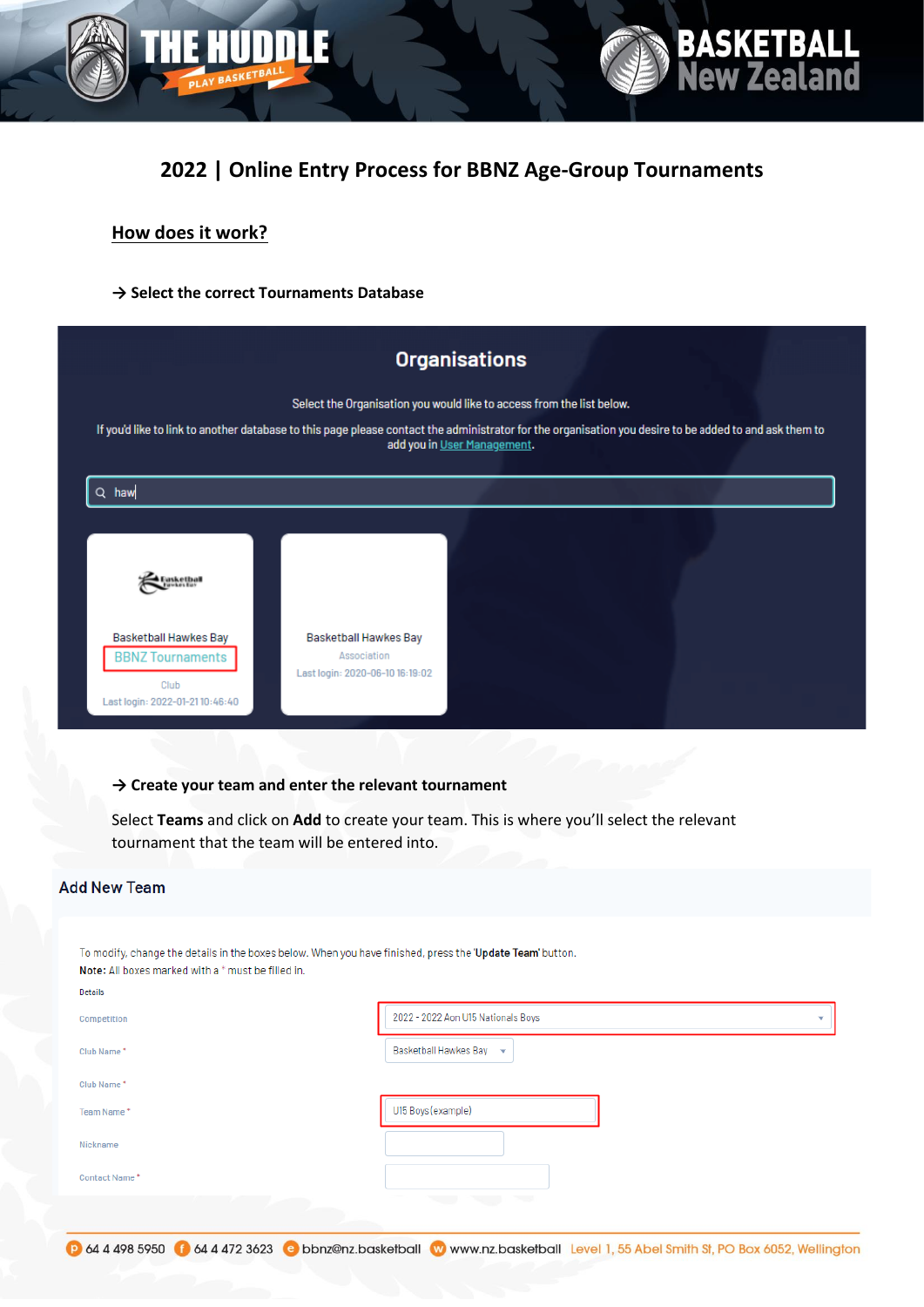# 2022 | Online Entry Process for BBNZ Age-Group Tournaments

## How does it work?

**→ Select the correct Tournaments Database**

**Organisations**

Select the Organisation you would like to access from the list below.

If you'd like to link to another database to this page please contact the administrator for the organisation you desire to be added to and ask them to add you in User Management.

haw

Basketball Hawkes Bay
BBNZ Tournaments
Club
Last login: 2022-01-21 10:46:40

Basketball Hawkes Bay
Association
Last login: 2020-06-10 16:19:02

**→ Create your team and enter the relevant tournament**

Select **Teams** and click on **Add** to create your team. This is where you'll select the relevant tournament that the team will be entered into.

**Add New Team**

To modify, change the details in the boxes below. When you have finished, press the '**Update Team**' button.
**Note:** All boxes marked with a * must be filled in.

Details

| | |
|---|---|
| Competition | 2022 - 2022 Aon U15 Nationals Boys |
| Club Name * | Basketball Hawkes Bay |
| Club Name * | |
| Team Name * | U15 Boys (example) |
| Nickname | |
| Contact Name * | |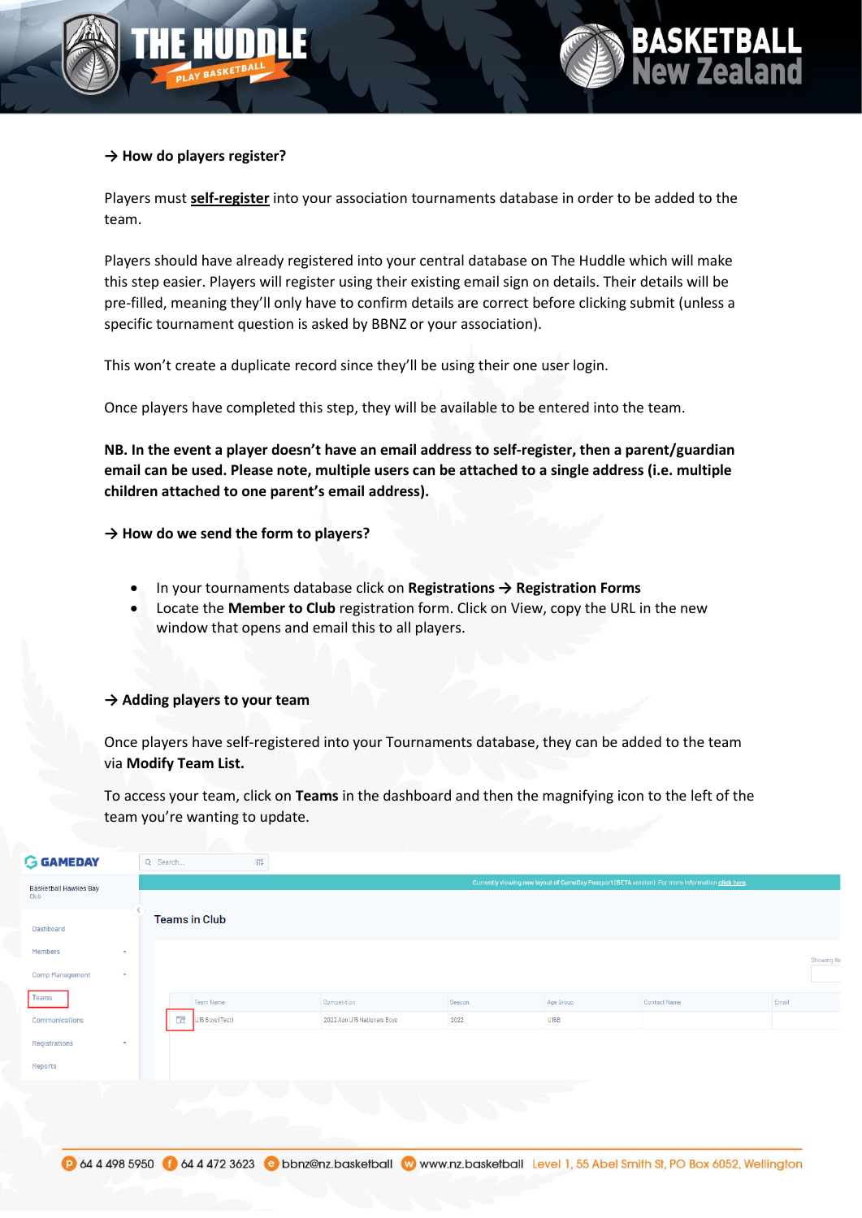**→ How do players register?**

Players must **self-register** into your association tournaments database in order to be added to the team.

Players should have already registered into your central database on The Huddle which will make this step easier. Players will register using their existing email sign on details. Their details will be pre-filled, meaning they'll only have to confirm details are correct before clicking submit (unless a specific tournament question is asked by BBNZ or your association).

This won't create a duplicate record since they'll be using their one user login.

Once players have completed this step, they will be available to be entered into the team.

**NB. In the event a player doesn't have an email address to self-register, then a parent/guardian email can be used. Please note, multiple users can be attached to a single address (i.e. multiple children attached to one parent's email address).**

**→ How do we send the form to players?**

- In your tournaments database click on **Registrations → Registration Forms**
- Locate the **Member to Club** registration form. Click on View, copy the URL in the new window that opens and email this to all players.

**→ Adding players to your team**

Once players have self-registered into your Tournaments database, they can be added to the team via **Modify Team List.**

To access your team, click on **Teams** in the dashboard and then the magnifying icon to the left of the team you're wanting to update.

GAMEDAY

Basketball Hawkes Bay
Club

Dashboard
Members
Comp Management
Teams
Communications
Registrations
Reports

Currently viewing new layout of GameDay Passport (BETA version). For more information click here

Teams in Club

| | Team Name | Competition | Season | Age Group | Contact Name | Email |
|---|---|---|---|---|---|---|
| | U15 Boys (Test) | 2022 Aon U15 Nationals Boys | 2022 | U15B | | |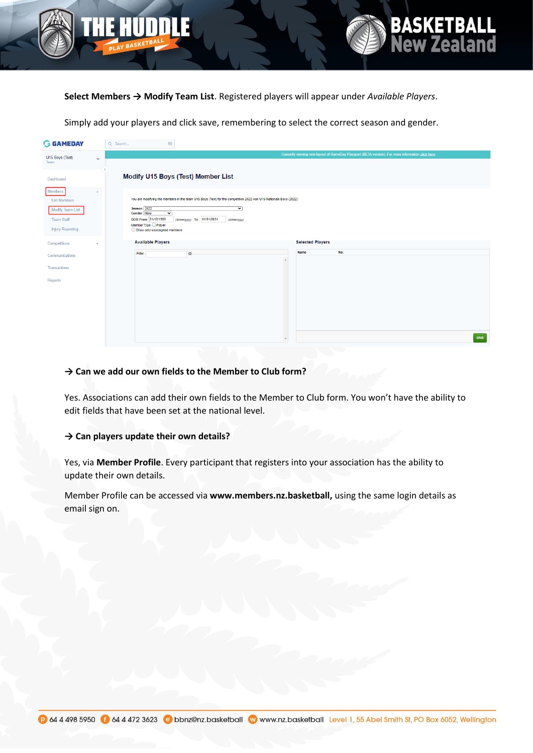**Select Members → Modify Team List**. Registered players will appear under *Available Players*.

Simply add your players and click save, remembering to select the correct season and gender.

**→ Can we add our own fields to the Member to Club form?**

Yes. Associations can add their own fields to the Member to Club form. You won't have the ability to edit fields that have been set at the national level.

**→ Can players update their own details?**

Yes, via **Member Profile**. Every participant that registers into your association has the ability to update their own details.

Member Profile can be accessed via **www.members.nz.basketball,** using the same login details as email sign on.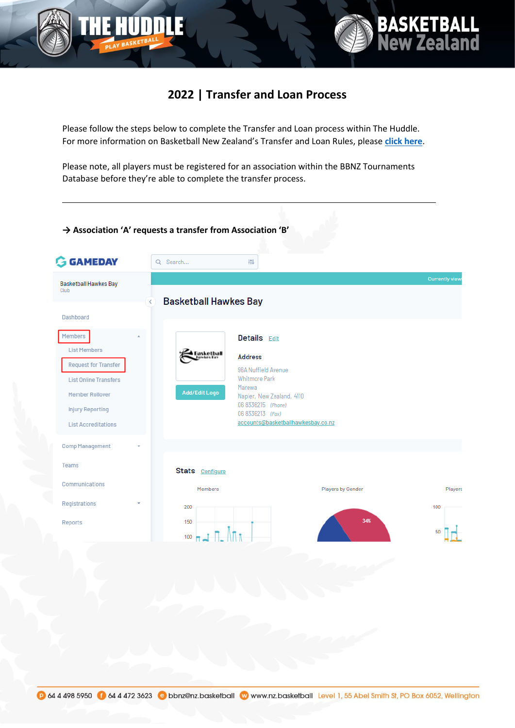# 2022 | Transfer and Loan Process

Please follow the steps below to complete the Transfer and Loan process within The Huddle. For more information on Basketball New Zealand's Transfer and Loan Rules, please **click here**.

Please note, all players must be registered for an association within the BBNZ Tournaments Database before they're able to complete the transfer process.

---

**→ Association 'A' requests a transfer from Association 'B'**

GAMEDAY

Basketball Hawkes Bay
Club

Dashboard

Members

List Members

Request for Transfer

List Online Transfers

Member Rollover

Injury Reporting

List Accreditations

Comp Management

Teams

Communications

Registrations

Reports

Basketball Hawkes Bay

Details Edit

Address

96A Nuffield Avenue
Whitmore Park
Marewa
Napier, New Zealand, 4110
06 8336215 (Phone)
06 8336213 (Fax)
accounts@basketballhawkesbay.co.nz

Add/Edit Logo

Stats Configure

Members

Players by Gender

34%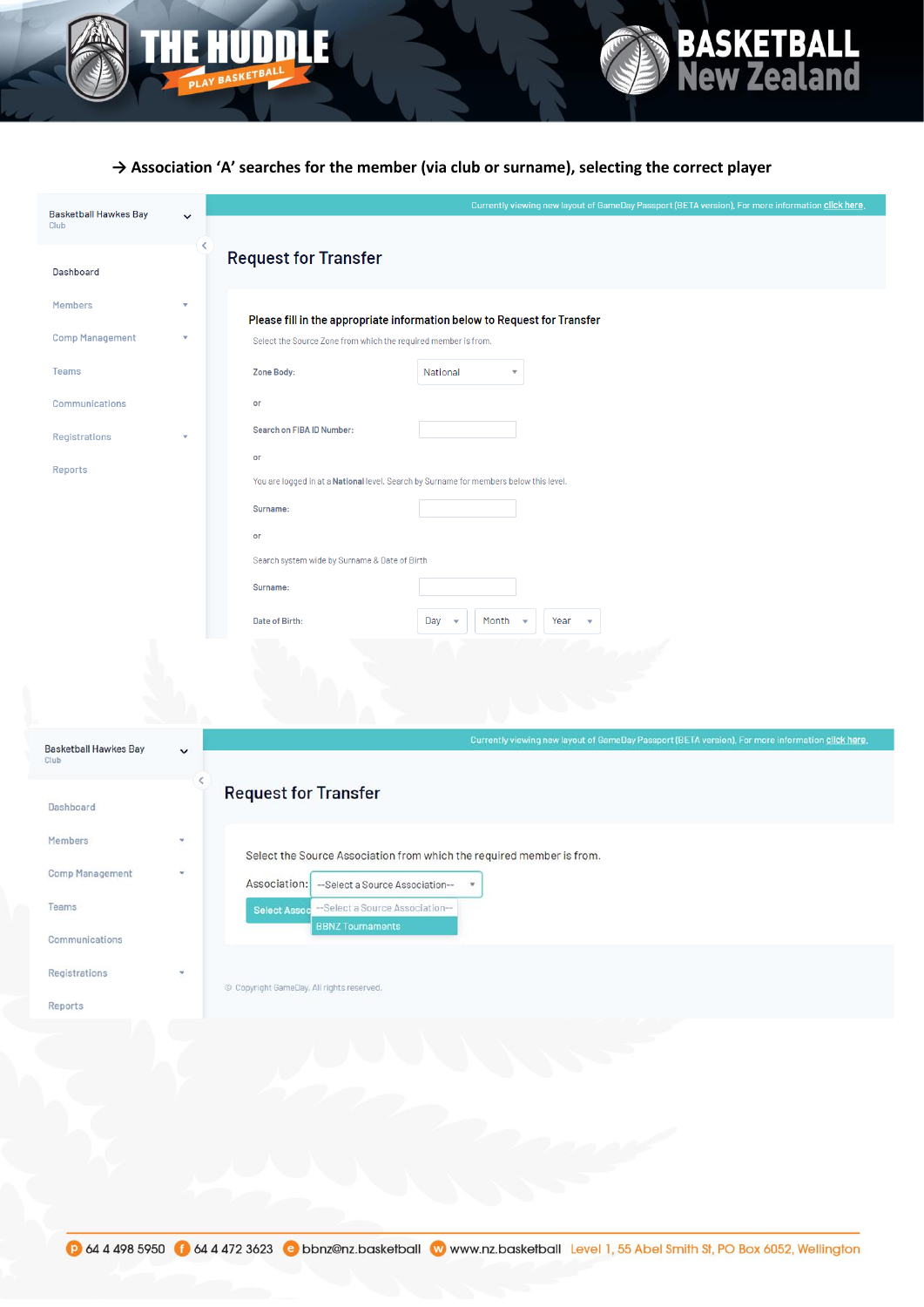→ **Association 'A' searches for the member (via club or surname), selecting the correct player**

Basketball Hawkes Bay
Club

Dashboard
Members
Comp Management
Teams
Communications
Registrations
Reports

Currently viewing new layout of GameDay Passport (BETA version). For more information click here.

## Request for Transfer

**Please fill in the appropriate information below to Request for Transfer**

Select the Source Zone from which the required member is from.

Zone Body: National

or

Search on FIBA ID Number:

or

You are logged in at a **National** level. Search by Surname for members below this level.

Surname:

or

Search system wide by Surname & Date of Birth

Surname:

Date of Birth: Day Month Year

Basketball Hawkes Bay
Club

Dashboard
Members
Comp Management
Teams
Communications
Registrations
Reports

Currently viewing new layout of GameDay Passport (BETA version). For more information click here.

## Request for Transfer

Select the Source Association from which the required member is from.

Association: --Select a Source Association--

--Select a Source Association--
BBNZ Tournaments

Select Assoc

© Copyright GameDay. All rights reserved.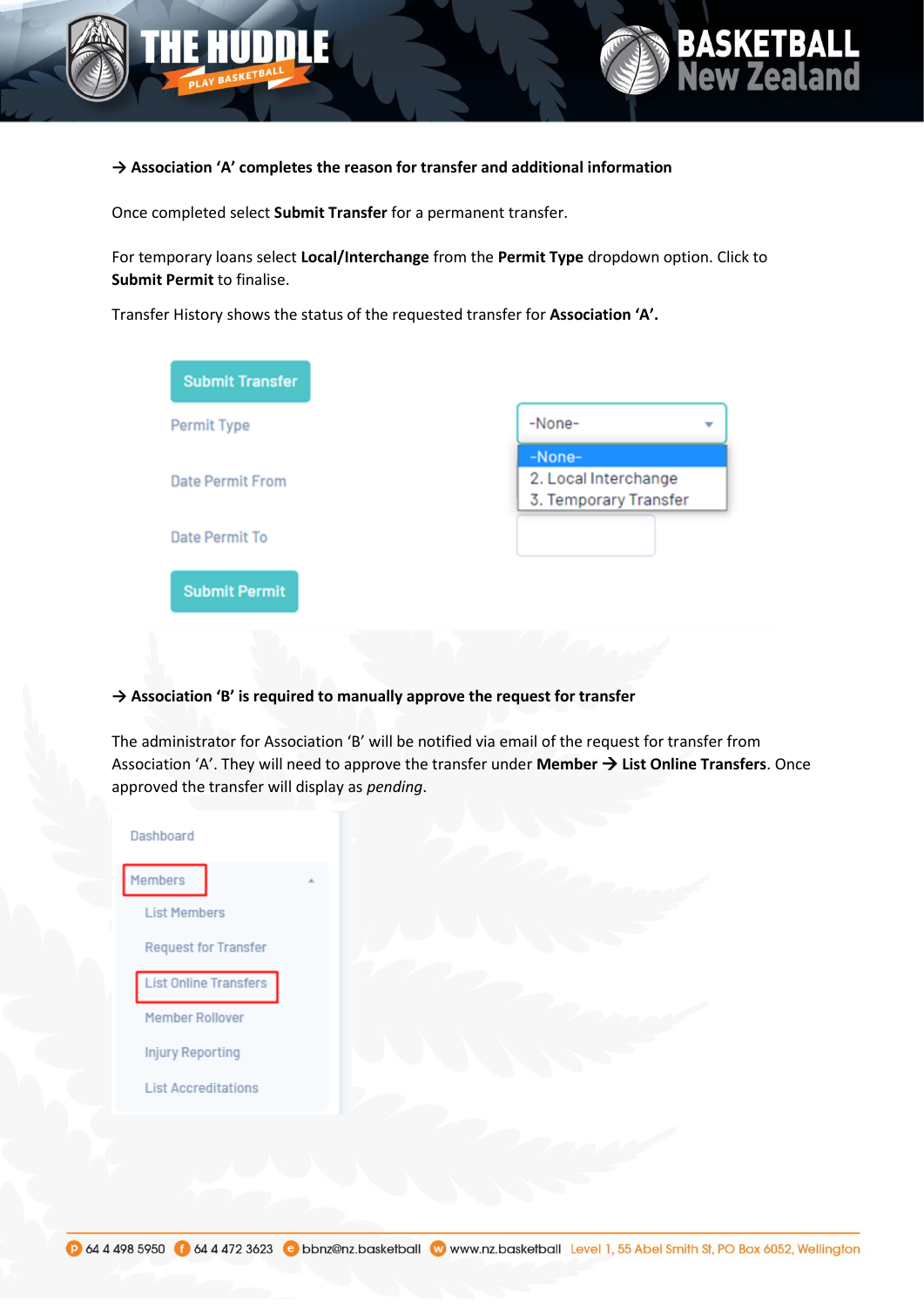**→ Association 'A' completes the reason for transfer and additional information**

Once completed select **Submit Transfer** for a permanent transfer.

For temporary loans select **Local/Interchange** from the **Permit Type** dropdown option. Click to **Submit Permit** to finalise.

Transfer History shows the status of the requested transfer for **Association 'A'.**

Submit Transfer

Permit Type — -None-
- -None-
- 2. Local Interchange
- 3. Temporary Transfer

Date Permit From

Date Permit To

Submit Permit

**→ Association 'B' is required to manually approve the request for transfer**

The administrator for Association 'B' will be notified via email of the request for transfer from Association 'A'. They will need to approve the transfer under **Member → List Online Transfers**. Once approved the transfer will display as *pending*.

- Dashboard
- Members
  - List Members
  - Request for Transfer
  - List Online Transfers
  - Member Rollover
  - Injury Reporting
  - List Accreditations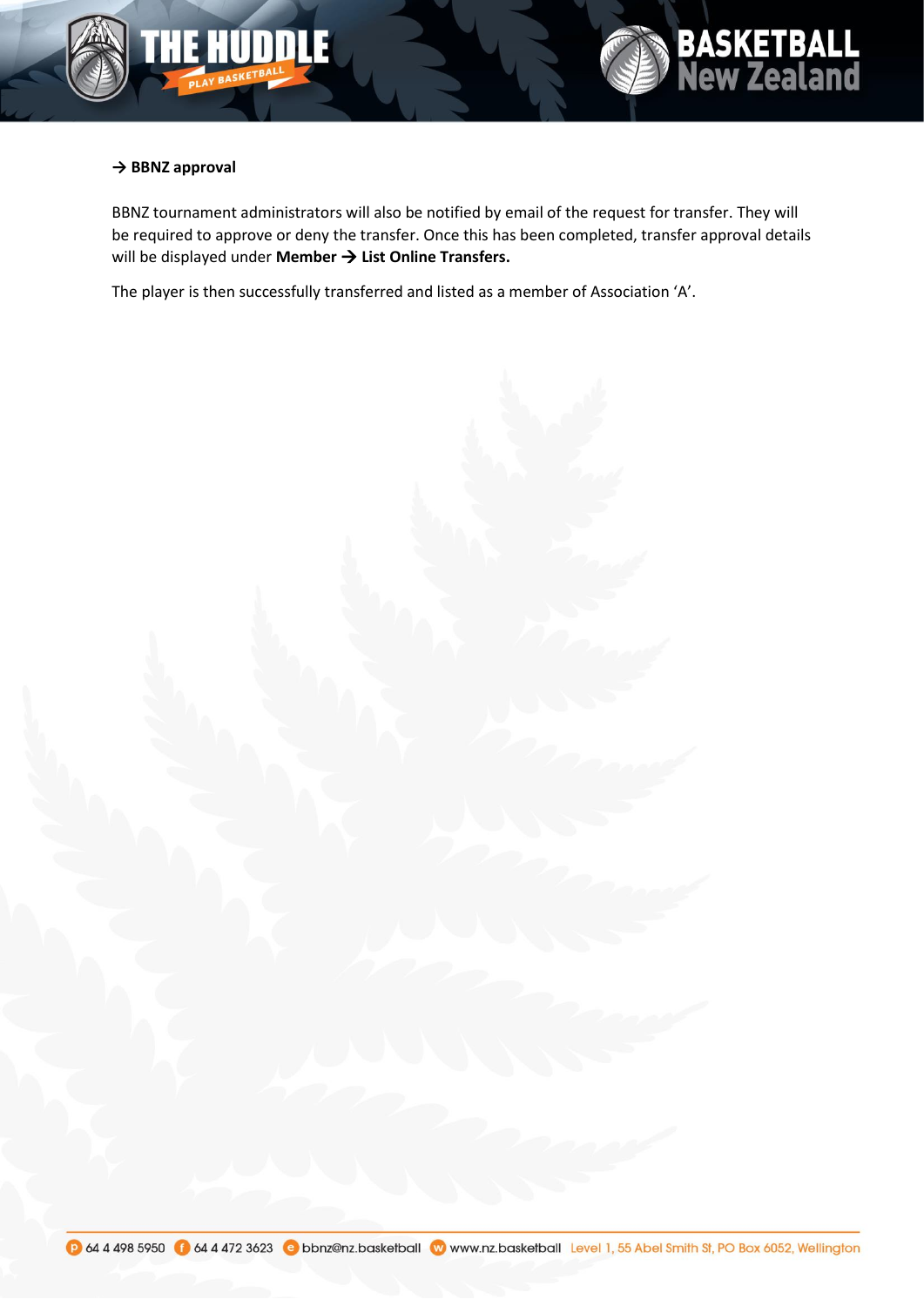**→ BBNZ approval**

BBNZ tournament administrators will also be notified by email of the request for transfer. They will be required to approve or deny the transfer. Once this has been completed, transfer approval details will be displayed under **Member → List Online Transfers.**

The player is then successfully transferred and listed as a member of Association 'A'.